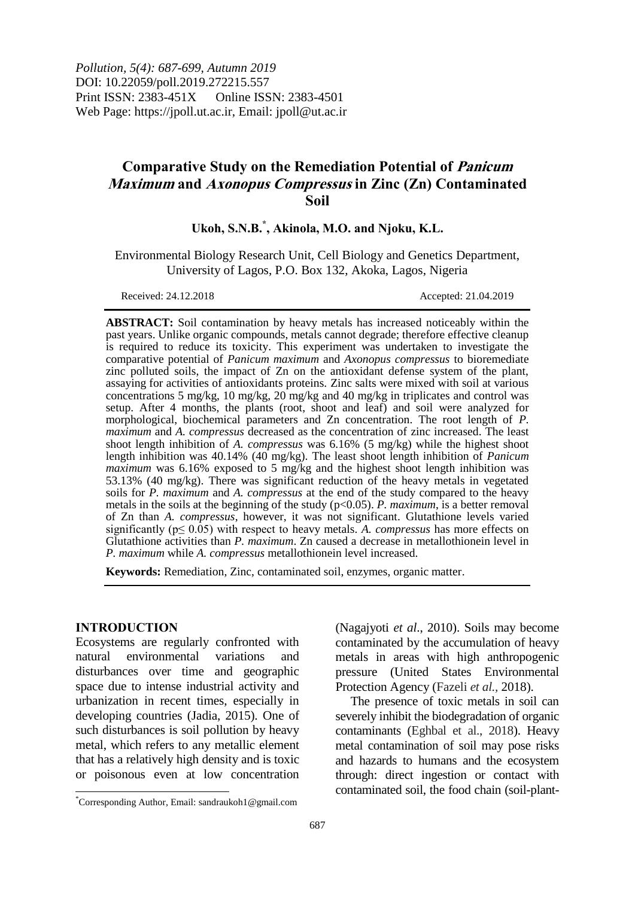# Comparative Study on the Remediation Potential of *Panicum Maximum* and *Axonopus Compressus* in Zinc (Zn) Contaminated Soil

**Ukoh, S.N.B.[*], Akinola, M.O. and Njoku, K.L.**

Environmental Biology Research Unit, Cell Biology and Genetics Department, University of Lagos, P.O. Box 132, Akoka, Lagos, Nigeria

Received: 24.12.2018 Accepted: 21.04.2019

**ABSTRACT:** Soil contamination by heavy metals has increased noticeably within the past years. Unlike organic compounds, metals cannot degrade; therefore effective cleanup is required to reduce its toxicity. This experiment was undertaken to investigate the comparative potential of *Panicum maximum* and *Axonopus compressus* to bioremediate zinc polluted soils, the impact of Zn on the antioxidant defense system of the plant, assaying for activities of antioxidants proteins. Zinc salts were mixed with soil at various concentrations 5 mg/kg, 10 mg/kg, 20 mg/kg and 40 mg/kg in triplicates and control was setup. After 4 months, the plants (root, shoot and leaf) and soil were analyzed for morphological, biochemical parameters and Zn concentration. The root length of *P. maximum* and *A. compressus* decreased as the concentration of zinc increased. The least shoot length inhibition of *A. compressus* was 6.16% (5 mg/kg) while the highest shoot length inhibition was 40.14% (40 mg/kg). The least shoot length inhibition of *Panicum maximum* was 6.16% exposed to 5 mg/kg and the highest shoot length inhibition was 53.13% (40 mg/kg). There was significant reduction of the heavy metals in vegetated soils for *P. maximum* and *A. compressus* at the end of the study compared to the heavy metals in the soils at the beginning of the study ($p<0.05$). *P. maximum*, is a better removal of Zn than *A. compressus*, however, it was not significant. Glutathione levels varied significantly ($p \leq 0.05$) with respect to heavy metals. *A. compressus* has more effects on Glutathione activities than *P. maximum*. Zn caused a decrease in metallothionein level in *P. maximum* while *A. compressus* metallothionein level increased.

**Keywords:** Remediation, Zinc, contaminated soil, enzymes, organic matter.

## INTRODUCTION

Ecosystems are regularly confronted with natural environmental variations and disturbances over time and geographic space due to intense industrial activity and urbanization in recent times, especially in developing countries (Jadia, 2015). One of such disturbances is soil pollution by heavy metal, which refers to any metallic element that has a relatively high density and is toxic or poisonous even at low concentration (Nagajyoti *et al*., 2010). Soils may become contaminated by the accumulation of heavy metals in areas with high anthropogenic pressure (United States Environmental Protection Agency (Fazeli *et al.,* 2018).

The presence of toxic metals in soil can severely inhibit the biodegradation of organic contaminants (Eghbal et al., 2018). Heavy metal contamination of soil may pose risks and hazards to humans and the ecosystem through: direct ingestion or contact with contaminated soil, the food chain (soil-plant-

[*]Corresponding Author, Email: sandraukoh1@gmail.com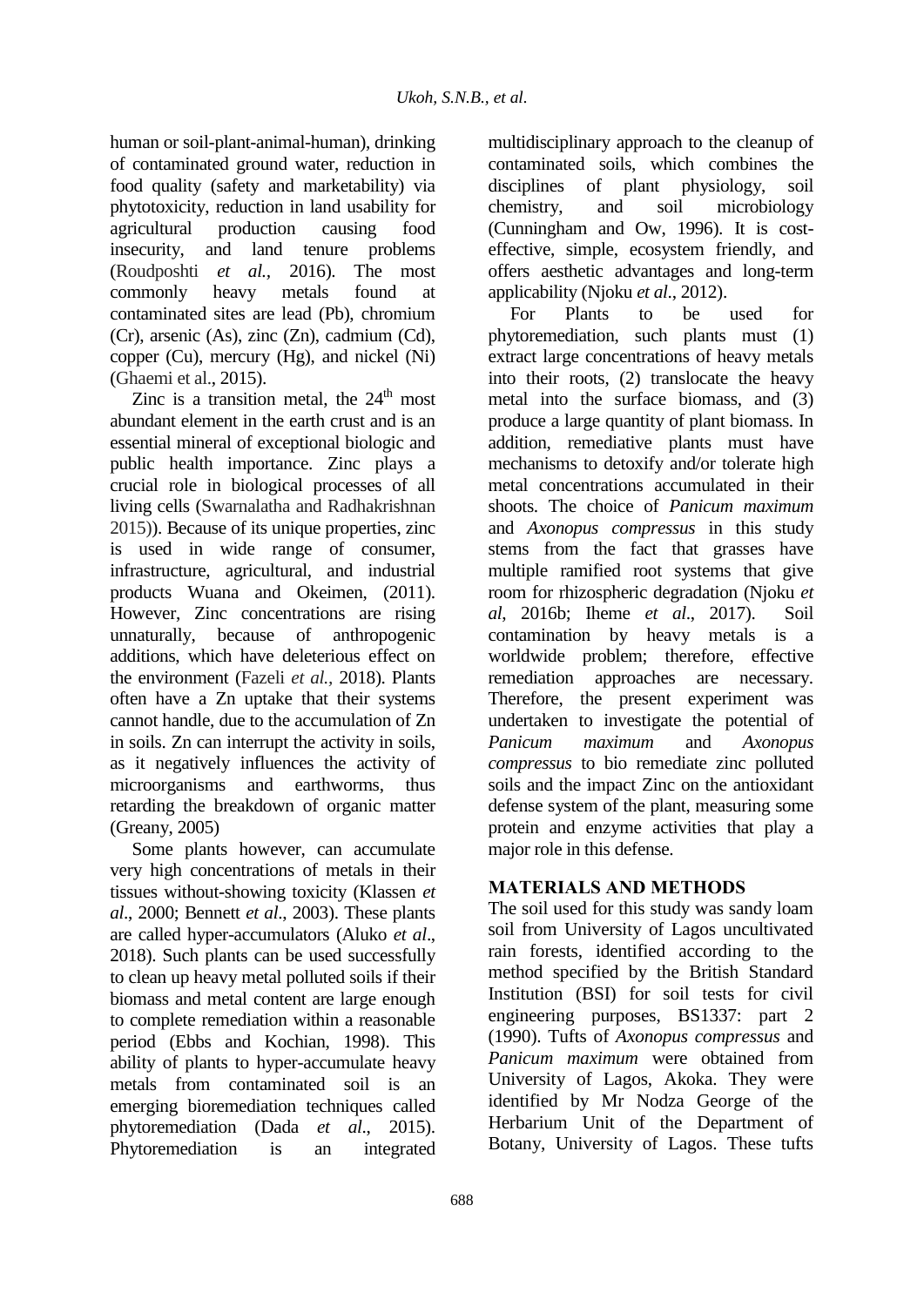human or soil-plant-animal-human), drinking of contaminated ground water, reduction in food quality (safety and marketability) via phytotoxicity, reduction in land usability for agricultural production causing food insecurity, and land tenure problems (Roudposhti *et al.,* 2016). The most commonly heavy metals found at contaminated sites are lead (Pb), chromium (Cr), arsenic (As), zinc (Zn), cadmium (Cd), copper (Cu), mercury (Hg), and nickel (Ni) (Ghaemi et al., 2015).

Zinc is a transition metal, the $24^{th}$ most abundant element in the earth crust and is an essential mineral of exceptional biologic and public health importance. Zinc plays a crucial role in biological processes of all living cells (Swarnalatha and Radhakrishnan 2015)). Because of its unique properties, zinc is used in wide range of consumer, infrastructure, agricultural, and industrial products Wuana and Okeimen, (2011). However, Zinc concentrations are rising unnaturally, because of anthropogenic additions, which have deleterious effect on the environment (Fazeli *et al.,* 2018). Plants often have a Zn uptake that their systems cannot handle, due to the accumulation of Zn in soils. Zn can interrupt the activity in soils, as it negatively influences the activity of microorganisms and earthworms, thus retarding the breakdown of organic matter (Greany, 2005)

Some plants however, can accumulate very high concentrations of metals in their tissues without-showing toxicity (Klassen *et al*., 2000; Bennett *et al*., 2003). These plants are called hyper-accumulators (Aluko *et al*., 2018). Such plants can be used successfully to clean up heavy metal polluted soils if their biomass and metal content are large enough to complete remediation within a reasonable period (Ebbs and Kochian, 1998). This ability of plants to hyper-accumulate heavy metals from contaminated soil is an emerging bioremediation techniques called phytoremediation (Dada *et al*., 2015). Phytoremediation is an integrated multidisciplinary approach to the cleanup of contaminated soils, which combines the disciplines of plant physiology, soil chemistry, and soil microbiology (Cunningham and Ow, 1996). It is cost-effective, simple, ecosystem friendly, and offers aesthetic advantages and long-term applicability (Njoku *et al*., 2012).

For Plants to be used for phytoremediation, such plants must (1) extract large concentrations of heavy metals into their roots, (2) translocate the heavy metal into the surface biomass, and (3) produce a large quantity of plant biomass. In addition, remediative plants must have mechanisms to detoxify and/or tolerate high metal concentrations accumulated in their shoots. The choice of *Panicum maximum* and *Axonopus compressus* in this study stems from the fact that grasses have multiple ramified root systems that give room for rhizospheric degradation (Njoku *et al*, 2016b; Iheme *et al*., 2017). Soil contamination by heavy metals is a worldwide problem; therefore, effective remediation approaches are necessary. Therefore, the present experiment was undertaken to investigate the potential of *Panicum maximum* and *Axonopus compressus* to bio remediate zinc polluted soils and the impact Zinc on the antioxidant defense system of the plant, measuring some protein and enzyme activities that play a major role in this defense.

## MATERIALS AND METHODS

The soil used for this study was sandy loam soil from University of Lagos uncultivated rain forests, identified according to the method specified by the British Standard Institution (BSI) for soil tests for civil engineering purposes, BS1337: part 2 (1990). Tufts of *Axonopus compressus* and *Panicum maximum* were obtained from University of Lagos, Akoka. They were identified by Mr Nodza George of the Herbarium Unit of the Department of Botany, University of Lagos. These tufts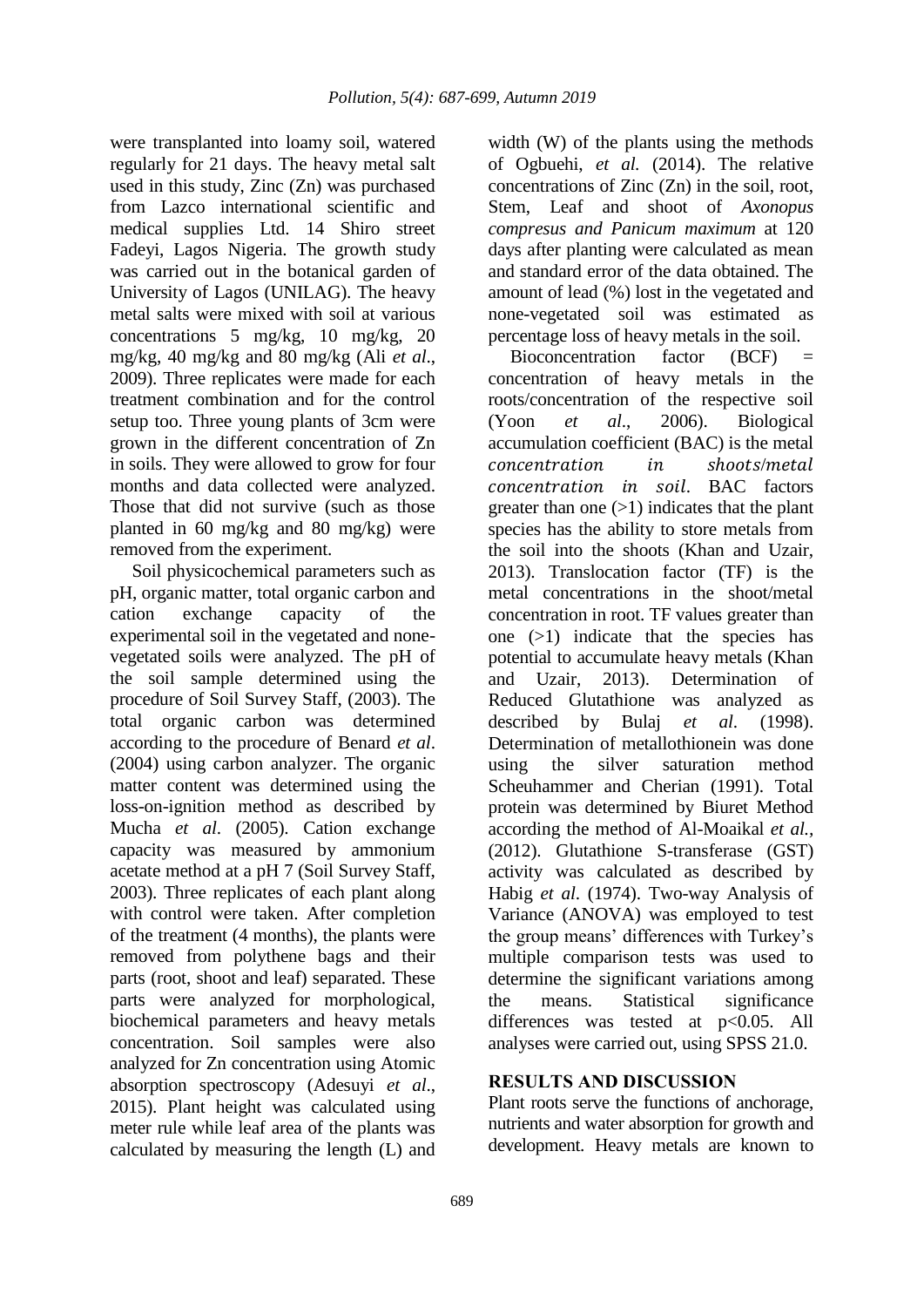were transplanted into loamy soil, watered regularly for 21 days. The heavy metal salt used in this study, Zinc (Zn) was purchased from Lazco international scientific and medical supplies Ltd. 14 Shiro street Fadeyi, Lagos Nigeria. The growth study was carried out in the botanical garden of University of Lagos (UNILAG). The heavy metal salts were mixed with soil at various concentrations 5 mg/kg, 10 mg/kg, 20 mg/kg, 40 mg/kg and 80 mg/kg (Ali *et al*., 2009). Three replicates were made for each treatment combination and for the control setup too. Three young plants of 3cm were grown in the different concentration of Zn in soils. They were allowed to grow for four months and data collected were analyzed. Those that did not survive (such as those planted in 60 mg/kg and 80 mg/kg) were removed from the experiment.

Soil physicochemical parameters such as pH, organic matter, total organic carbon and cation exchange capacity of the experimental soil in the vegetated and none-vegetated soils were analyzed. The pH of the soil sample determined using the procedure of Soil Survey Staff, (2003). The total organic carbon was determined according to the procedure of Benard *et al*. (2004) using carbon analyzer. The organic matter content was determined using the loss-on-ignition method as described by Mucha *et al*. (2005). Cation exchange capacity was measured by ammonium acetate method at a pH 7 (Soil Survey Staff, 2003). Three replicates of each plant along with control were taken. After completion of the treatment (4 months), the plants were removed from polythene bags and their parts (root, shoot and leaf) separated. These parts were analyzed for morphological, biochemical parameters and heavy metals concentration. Soil samples were also analyzed for Zn concentration using Atomic absorption spectroscopy (Adesuyi *et al*., 2015). Plant height was calculated using meter rule while leaf area of the plants was calculated by measuring the length (L) and width (W) of the plants using the methods of Ogbuehi, *et al.* (2014). The relative concentrations of Zinc (Zn) in the soil, root, Stem, Leaf and shoot of *Axonopus compresus and Panicum maximum* at 120 days after planting were calculated as mean and standard error of the data obtained. The amount of lead (%) lost in the vegetated and none-vegetated soil was estimated as percentage loss of heavy metals in the soil.

Bioconcentration factor (BCF) = concentration of heavy metals in the roots/concentration of the respective soil (Yoon *et al*., 2006). Biological accumulation coefficient (BAC) is the metal $concentration \quad in \quad shoots/metal \ concentration \ in \ soil$. BAC factors greater than one (>1) indicates that the plant species has the ability to store metals from the soil into the shoots (Khan and Uzair, 2013). Translocation factor (TF) is the metal concentrations in the shoot/metal concentration in root. TF values greater than one (>1) indicate that the species has potential to accumulate heavy metals (Khan and Uzair, 2013). Determination of Reduced Glutathione was analyzed as described by Bulaj *et al*. (1998). Determination of metallothionein was done using the silver saturation method Scheuhammer and Cherian (1991). Total protein was determined by Biuret Method according the method of Al-Moaikal *et al.*, (2012). Glutathione S-transferase (GST) activity was calculated as described by Habig *et al*. (1974). Two-way Analysis of Variance (ANOVA) was employed to test the group means' differences with Turkey's multiple comparison tests was used to determine the significant variations among the means. Statistical significance differences was tested at $p<0.05$. All analyses were carried out, using SPSS 21.0.

## RESULTS AND DISCUSSION

Plant roots serve the functions of anchorage, nutrients and water absorption for growth and development. Heavy metals are known to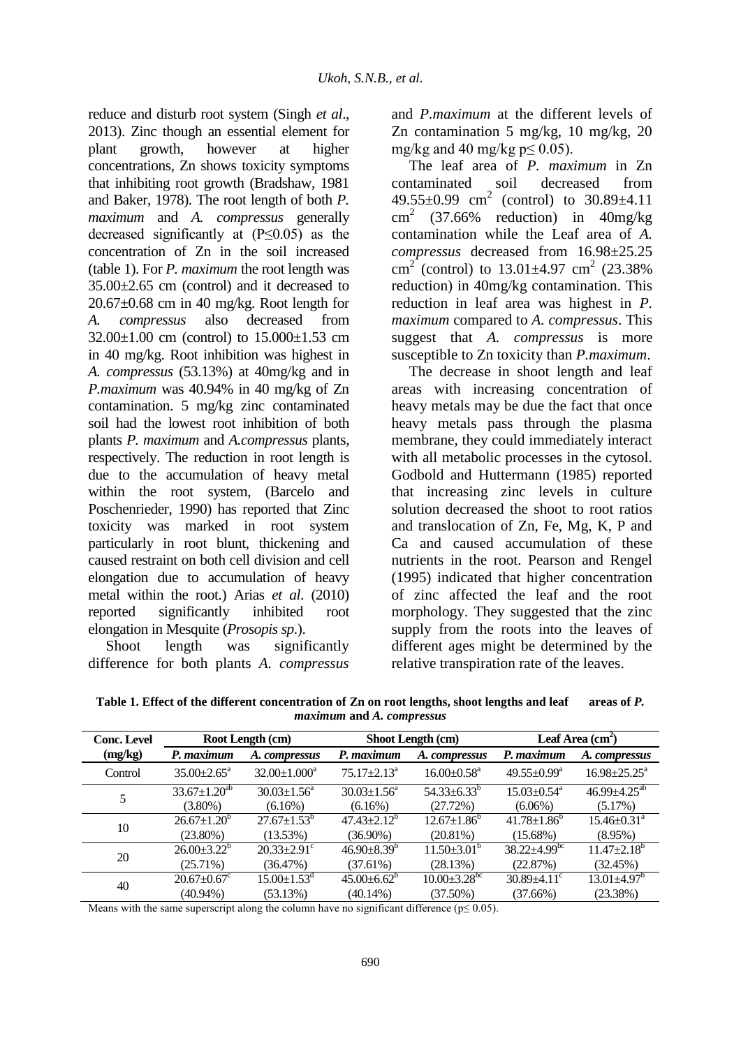reduce and disturb root system (Singh *et al*., 2013). Zinc though an essential element for plant growth, however at higher concentrations, Zn shows toxicity symptoms that inhibiting root growth (Bradshaw, 1981 and Baker, 1978). The root length of both *P. maximum* and *A. compressus* generally decreased significantly at (P≤0.05) as the concentration of Zn in the soil increased (table 1). For *P. maximum* the root length was 35.00±2.65 cm (control) and it decreased to 20.67±0.68 cm in 40 mg/kg. Root length for *A. compressus* also decreased from 32.00±1.00 cm (control) to 15.000±1.53 cm in 40 mg/kg. Root inhibition was highest in *A. compressus* (53.13%) at 40mg/kg and in *P.maximum* was 40.94% in 40 mg/kg of Zn contamination. 5 mg/kg zinc contaminated soil had the lowest root inhibition of both plants *P. maximum* and *A.compressus* plants, respectively. The reduction in root length is due to the accumulation of heavy metal within the root system, (Barcelo and Poschenrieder, 1990) has reported that Zinc toxicity was marked in root system particularly in root blunt, thickening and caused restraint on both cell division and cell elongation due to accumulation of heavy metal within the root.) Arias *et al*. (2010) reported significantly inhibited root elongation in Mesquite (*Prosopis sp*.).

Shoot length was significantly difference for both plants *A. compressus* and *P.maximum* at the different levels of Zn contamination 5 mg/kg, 10 mg/kg, 20 mg/kg and 40 mg/kg p≤ 0.05).

The leaf area of *P. maximum* in Zn contaminated soil decreased from 49.55±0.99 $cm^2$ (control) to 30.89±4.11 $cm^2$ (37.66% reduction) in 40mg/kg contamination while the Leaf area of *A. compressus* decreased from 16.98±25.25 $cm^2$ (control) to 13.01±4.97 $cm^2$ (23.38% reduction) in 40mg/kg contamination. This reduction in leaf area was highest in *P. maximum* compared to *A. compressus*. This suggest that *A. compressus* is more susceptible to Zn toxicity than *P.maximum*.

The decrease in shoot length and leaf areas with increasing concentration of heavy metals may be due the fact that once heavy metals pass through the plasma membrane, they could immediately interact with all metabolic processes in the cytosol. Godbold and Huttermann (1985) reported that increasing zinc levels in culture solution decreased the shoot to root ratios and translocation of Zn, Fe, Mg, K, P and Ca and caused accumulation of these nutrients in the root. Pearson and Rengel (1995) indicated that higher concentration of zinc affected the leaf and the root morphology. They suggested that the zinc supply from the roots into the leaves of different ages might be determined by the relative transpiration rate of the leaves.

**Table 1. Effect of the different concentration of Zn on root lengths, shoot lengths and leaf areas of *P. maximum* and *A. compressus***

| Conc. Level (mg/kg) | Root Length (cm) | | Shoot Length (cm) | | Leaf Area ($cm^2$) | |
|---|---|---|---|---|---|---|
| | *P. maximum* | *A. compressus* | *P. maximum* | *A. compressus* | *P. maximum* | *A. compressus* |
| Control | $35.00 \pm 2.65^{a}$ | $32.00 \pm 1.000^{a}$ | $75.17 \pm 2.13^{a}$ | $16.00 \pm 0.58^{a}$ | $49.55 \pm 0.99^{a}$ | $16.98 \pm 25.25^{a}$ |
| 5 | $33.67 \pm 1.20^{ab}$ (3.80%) | $30.03 \pm 1.56^{a}$ (6.16%) | $30.03 \pm 1.56^{a}$ (6.16%) | $54.33 \pm 6.33^{b}$ (27.72%) | $15.03 \pm 0.54^{a}$ (6.06%) | $46.99 \pm 4.25^{ab}$ (5.17%) |
| 10 | $26.67 \pm 1.20^{b}$ (23.80%) | $27.67 \pm 1.53^{b}$ (13.53%) | $47.43 \pm 2.12^{b}$ (36.90%) | $12.67 \pm 1.86^{b}$ (20.81%) | $41.78 \pm 1.86^{b}$ (15.68%) | $15.46 \pm 0.31^{a}$ (8.95%) |
| 20 | $26.00 \pm 3.22^{b}$ (25.71%) | $20.33 \pm 2.91^{c}$ (36.47%) | $46.90 \pm 8.39^{b}$ (37.61%) | $11.50 \pm 3.01^{b}$ (28.13%) | $38.22 \pm 4.99^{bc}$ (22.87%) | $11.47 \pm 2.18^{b}$ (32.45%) |
| 40 | $20.67 \pm 0.67^{c}$ (40.94%) | $15.00 \pm 1.53^{d}$ (53.13%) | $45.00 \pm 6.62^{b}$ (40.14%) | $10.00 \pm 3.28^{bc}$ (37.50%) | $30.89 \pm 4.11^{c}$ (37.66%) | $13.01 \pm 4.97^{b}$ (23.38%) |

Means with the same superscript along the column have no significant difference (p≤ 0.05).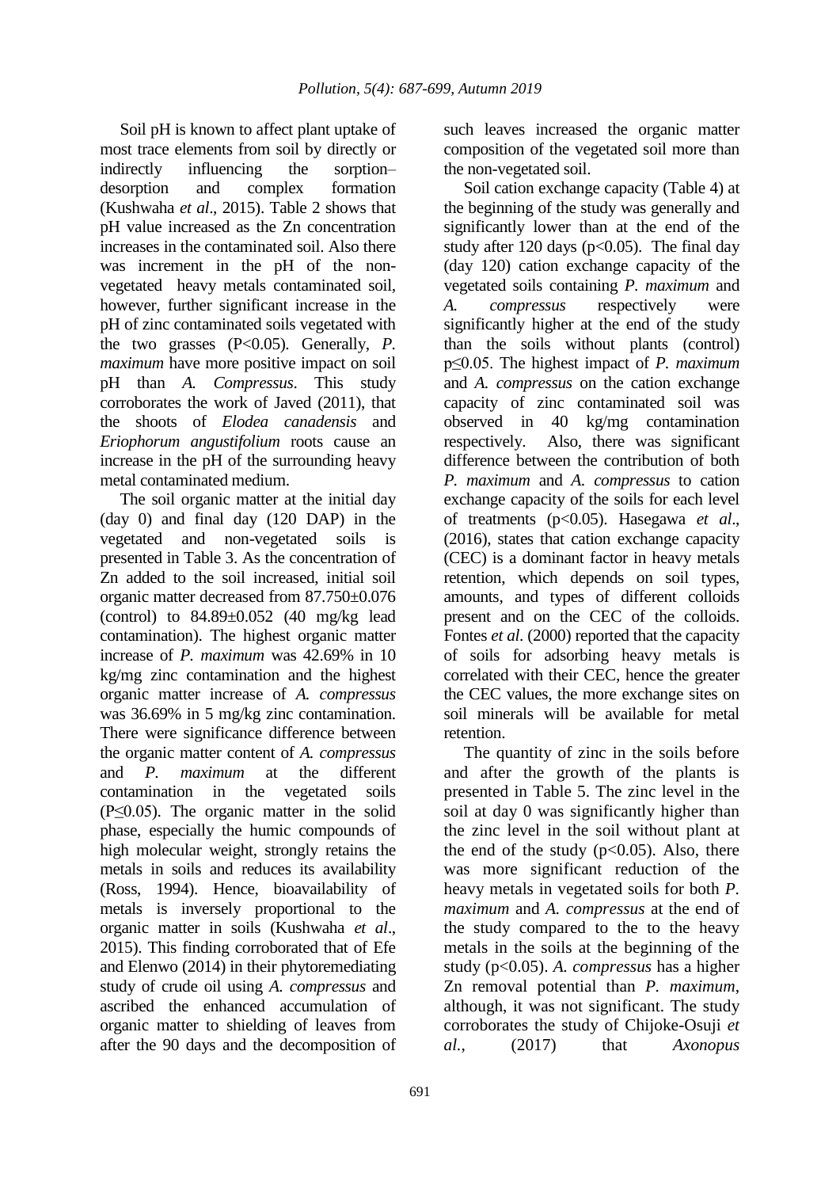Soil pH is known to affect plant uptake of most trace elements from soil by directly or indirectly influencing the sorption–desorption and complex formation (Kushwaha *et al*., 2015). Table 2 shows that pH value increased as the Zn concentration increases in the contaminated soil. Also there was increment in the pH of the non-vegetated heavy metals contaminated soil, however, further significant increase in the pH of zinc contaminated soils vegetated with the two grasses ($P<0.05$). Generally, *P. maximum* have more positive impact on soil pH than *A. Compressus*. This study corroborates the work of Javed (2011), that the shoots of *Elodea canadensis* and *Eriophorum angustifolium* roots cause an increase in the pH of the surrounding heavy metal contaminated medium.

The soil organic matter at the initial day (day 0) and final day (120 DAP) in the vegetated and non-vegetated soils is presented in Table 3. As the concentration of Zn added to the soil increased, initial soil organic matter decreased from 87.750±0.076 (control) to 84.89±0.052 (40 mg/kg lead contamination). The highest organic matter increase of *P. maximum* was 42.69% in 10 kg/mg zinc contamination and the highest organic matter increase of *A. compressus* was 36.69% in 5 mg/kg zinc contamination. There were significance difference between the organic matter content of *A. compressus* and *P. maximum* at the different contamination in the vegetated soils ($P\leq0.05$). The organic matter in the solid phase, especially the humic compounds of high molecular weight, strongly retains the metals in soils and reduces its availability (Ross, 1994). Hence, bioavailability of metals is inversely proportional to the organic matter in soils (Kushwaha *et al*., 2015). This finding corroborated that of Efe and Elenwo (2014) in their phytoremediating study of crude oil using *A. compressus* and ascribed the enhanced accumulation of organic matter to shielding of leaves from after the 90 days and the decomposition of such leaves increased the organic matter composition of the vegetated soil more than the non-vegetated soil.

Soil cation exchange capacity (Table 4) at the beginning of the study was generally and significantly lower than at the end of the study after 120 days ($p<0.05$). The final day (day 120) cation exchange capacity of the vegetated soils containing *P. maximum* and *A. compressus* respectively were significantly higher at the end of the study than the soils without plants (control) $p\leq0.05$. The highest impact of *P. maximum* and *A. compressus* on the cation exchange capacity of zinc contaminated soil was observed in 40 kg/mg contamination respectively. Also, there was significant difference between the contribution of both *P. maximum* and *A. compressus* to cation exchange capacity of the soils for each level of treatments ($p<0.05$). Hasegawa *et al*., (2016), states that cation exchange capacity (CEC) is a dominant factor in heavy metals retention, which depends on soil types, amounts, and types of different colloids present and on the CEC of the colloids. Fontes *et al*. (2000) reported that the capacity of soils for adsorbing heavy metals is correlated with their CEC, hence the greater the CEC values, the more exchange sites on soil minerals will be available for metal retention.

The quantity of zinc in the soils before and after the growth of the plants is presented in Table 5. The zinc level in the soil at day 0 was significantly higher than the zinc level in the soil without plant at the end of the study ($p<0.05$). Also, there was more significant reduction of the heavy metals in vegetated soils for both *P. maximum* and *A. compressus* at the end of the study compared to the to the heavy metals in the soils at the beginning of the study ($p<0.05$). *A. compressus* has a higher Zn removal potential than *P. maximum*, although, it was not significant. The study corroborates the study of Chijoke-Osuji *et al.*, (2017) that *Axonopus*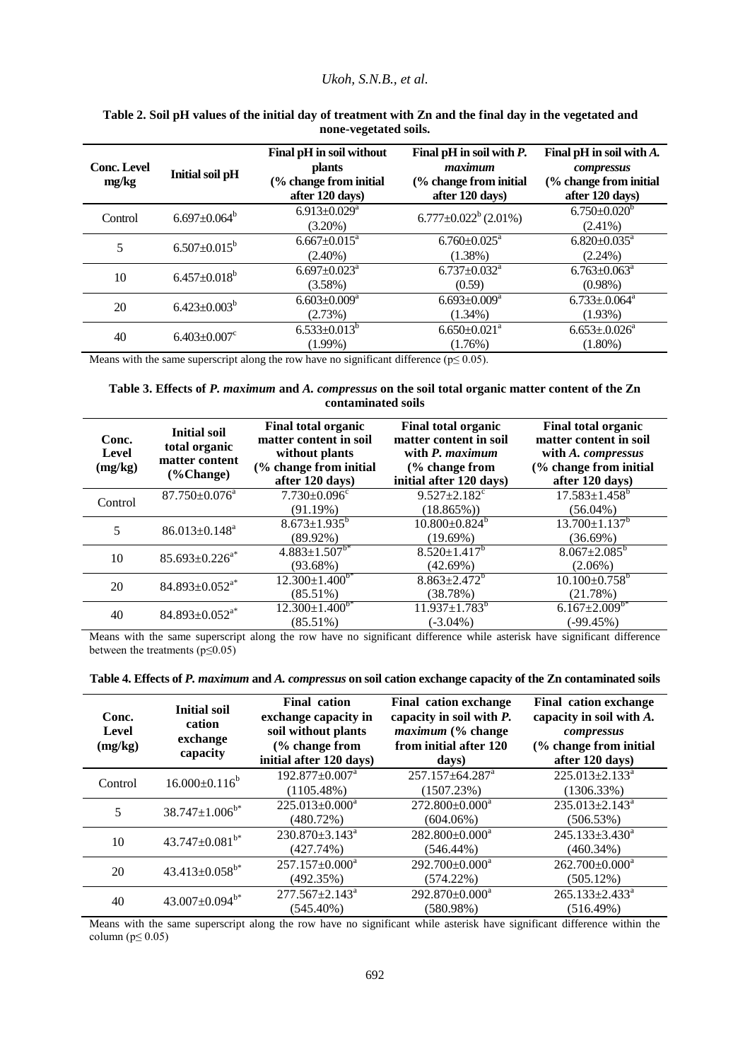**Table 2. Soil pH values of the initial day of treatment with Zn and the final day in the vegetated and none-vegetated soils.**

| Conc. Level mg/kg | Initial soil pH | Final pH in soil without plants (% change from initial after 120 days) | Final pH in soil with *P. maximum* (% change from initial after 120 days) | Final pH in soil with *A. compressus* (% change from initial after 120 days) |
|---|---|---|---|---|
| Control | 6.697±0.064[b] | 6.913±0.029[a] (3.20%) | 6.777±0.022[b] (2.01%) | 6.750±0.020[b] (2.41%) |
| 5 | 6.507±0.015[b] | 6.667±0.015[a] (2.40%) | 6.760±0.025[a] (1.38%) | 6.820±0.035[a] (2.24%) |
| 10 | 6.457±0.018[b] | 6.697±0.023[a] (3.58%) | 6.737±0.032[a] (0.59) | 6.763±0.063[a] (0.98%) |
| 20 | 6.423±0.003[b] | 6.603±0.009[a] (2.73%) | 6.693±0.009[a] (1.34%) | 6.733±.0.064[a] (1.93%) |
| 40 | 6.403±0.007[c] | 6.533±0.013[b] (1.99%) | 6.650±0.021[a] (1.76%) | 6.653±.0.026[a] (1.80%) |

Means with the same superscript along the row have no significant difference ($p \leq 0.05$).

**Table 3. Effects of *P. maximum* and *A. compressus* on the soil total organic matter content of the Zn contaminated soils**

| Conc. Level (mg/kg) | Initial soil total organic matter content (%Change) | Final total organic matter content in soil without plants (% change from initial after 120 days) | Final total organic matter content in soil with *P. maximum* (% change from initial after 120 days) | Final total organic matter content in soil with *A. compressus* (% change from initial after 120 days) |
|---|---|---|---|---|
| Control | 87.750±0.076[a] | 7.730±0.096[c] (91.19%) | 9.527±2.182[c] (18.865%)) | 17.583±1.458[b] (56.04%) |
| 5 | 86.013±0.148[a] | 8.673±1.935[b] (89.92%) | 10.800±0.824[b] (19.69%) | 13.700±1.137[b] (36.69%) |
| 10 | 85.693±0.226[a*] | 4.883±1.507[b*] (93.68%) | 8.520±1.417[b] (42.69%) | 8.067±2.085[b] (2.06%) |
| 20 | 84.893±0.052[a*] | 12.300±1.400[b*] (85.51%) | 8.863±2.472[b] (38.78%) | 10.100±0.758[b] (21.78%) |
| 40 | 84.893±0.052[a*] | 12.300±1.400[b*] (85.51%) | 11.937±1.783[b] (-3.04%) | 6.167±2.009[b*] (-99.45%) |

Means with the same superscript along the row have no significant difference while asterisk have significant difference between the treatments ($p \leq 0.05$)

**Table 4. Effects of *P. maximum* and *A. compressus* on soil cation exchange capacity of the Zn contaminated soils**

| Conc. Level (mg/kg) | Initial soil cation exchange capacity | Final cation exchange capacity in soil without plants (% change from initial after 120 days) | Final cation exchange capacity in soil with *P. maximum* (% change from initial after 120 days) | Final cation exchange capacity in soil with *A. compressus* (% change from initial after 120 days) |
|---|---|---|---|---|
| Control | 16.000±0.116[b] | 192.877±0.007[a] (1105.48%) | 257.157±64.287[a] (1507.23%) | 225.013±2.133[a] (1306.33%) |
| 5 | 38.747±1.006[b*] | 225.013±0.000[a] (480.72%) | 272.800±0.000[a] (604.06%) | 235.013±2.143[a] (506.53%) |
| 10 | 43.747±0.081[b*] | 230.870±3.143[a] (427.74%) | 282.800±0.000[a] (546.44%) | 245.133±3.430[a] (460.34%) |
| 20 | 43.413±0.058[b*] | 257.157±0.000[a] (492.35%) | 292.700±0.000[a] (574.22%) | 262.700±0.000[a] (505.12%) |
| 40 | 43.007±0.094[b*] | 277.567±2.143[a] (545.40%) | 292.870±0.000[a] (580.98%) | 265.133±2.433[a] (516.49%) |

Means with the same superscript along the row have no significant while asterisk have significant difference within the column ($p \leq 0.05$)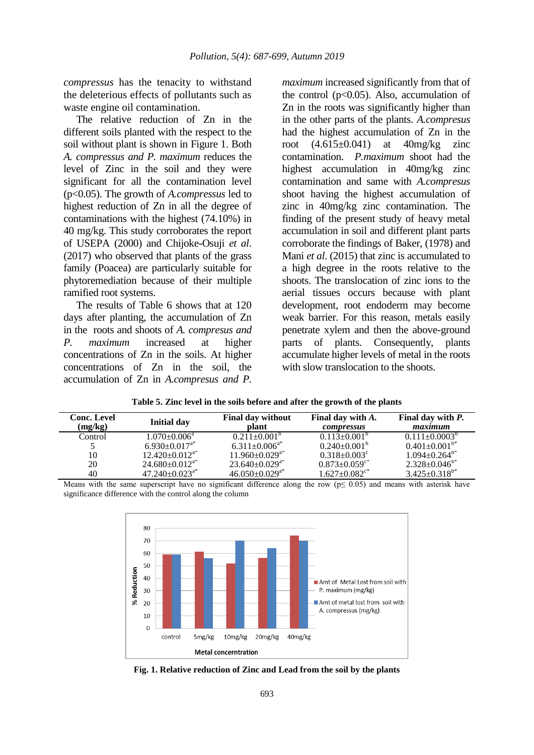*compressus* has the tenacity to withstand the deleterious effects of pollutants such as waste engine oil contamination.

The relative reduction of Zn in the different soils planted with the respect to the soil without plant is shown in Figure 1. Both *A. compressus and P. maximum* reduces the level of Zinc in the soil and they were significant for all the contamination level ($p<0.05$). The growth of *A.compressus* led to highest reduction of Zn in all the degree of contaminations with the highest (74.10%) in 40 mg/kg. This study corroborates the report of USEPA (2000) and Chijoke-Osuji *et al*. (2017) who observed that plants of the grass family (Poacea) are particularly suitable for phytoremediation because of their multiple ramified root systems.

The results of Table 6 shows that at 120 days after planting, the accumulation of Zn in the roots and shoots of *A. compresus and P. maximum* increased at higher concentrations of Zn in the soils. At higher concentrations of Zn in the soil, the accumulation of Zn in *A.compresus and P. maximum* increased significantly from that of the control ($p<0.05$). Also, accumulation of Zn in the roots was significantly higher than in the other parts of the plants. *A.compresus* had the highest accumulation of Zn in the root (4.615±0.041) at 40mg/kg zinc contamination. *P.maximum* shoot had the highest accumulation in 40mg/kg zinc contamination and same with *A.compresus* shoot having the highest accumulation of zinc in 40mg/kg zinc contamination. The finding of the present study of heavy metal accumulation in soil and different plant parts corroborate the findings of Baker, (1978) and Mani *et al.* (2015) that zinc is accumulated to a high degree in the roots relative to the shoots. The translocation of zinc ions to the aerial tissues occurs because with plant development, root endoderm may become weak barrier. For this reason, metals easily penetrate xylem and then the above-ground parts of plants. Consequently, plants accumulate higher levels of metal in the roots with slow translocation to the shoots.

**Table 5. Zinc level in the soils before and after the growth of the plants**

| Conc. Level (mg/kg) | Initial day | Final day without plant | Final day with *A. compressus* | Final day with *P. maximum* |
|---|---|---|---|---|
| Control | $1.070±0.006^{a}$ | $0.211±0.001^{b}$ | $0.113±0.001^{b}$ | $0.111±0.0003^{b}$ |
| 5 | $6.930±0.017^{a*}$ | $6.311±0.006^{a*}$ | $0.240±0.001^{b}$ | $0.401±0.001^{b*}$ |
| 10 | $12.420±0.012^{a*}$ | $11.960±0.029^{a*}$ | $0.318±0.003^{c}$ | $1.094±0.264^{b*}$ |
| 20 | $24.680±0.012^{a*}$ | $23.640±0.029^{a*}$ | $0.873±0.059^{c*}$ | $2.328±0.046^{b*}$ |
| 40 | $47.240±0.023^{a*}$ | $46.050±0.029^{a*}$ | $1.627±0.082^{c*}$ | $3.425±0.318^{b*}$ |

Means with the same superscript have no significant difference along the row ($p\leq 0.05$) and means with asterisk have significance difference with the control along the column

**Fig. 1. Relative reduction of Zinc and Lead from the soil by the plants**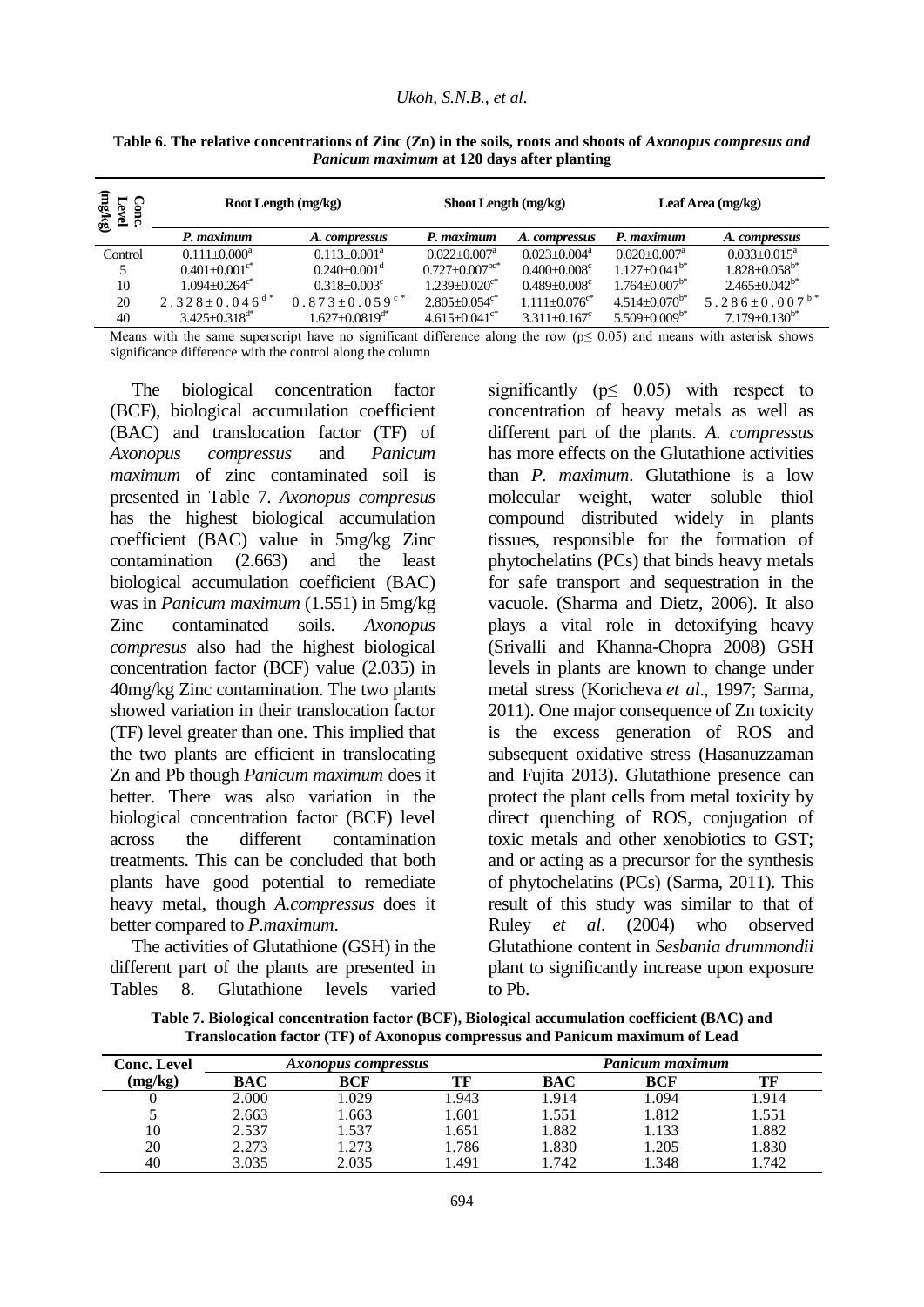**Table 6. The relative concentrations of Zinc (Zn) in the soils, roots and shoots of *Axonopus compresus and Panicum maximum* at 120 days after planting**

| Conc. Level (mg/kg) | Root Length (mg/kg) | | Shoot Length (mg/kg) | | Leaf Area (mg/kg) | |
|---|---|---|---|---|---|---|
| | *P. maximum* | *A. compressus* | *P. maximum* | *A. compressus* | *P. maximum* | *A. compressus* |
| Control | 0.111±0.000$^{a}$ | 0.113±0.001$^{a}$ | 0.022±0.007$^{a}$ | 0.023±0.004$^{a}$ | 0.020±0.007$^{a}$ | 0.033±0.015$^{a}$ |
| 5 | 0.401±0.001$^{c*}$ | 0.240±0.001$^{d}$ | 0.727±0.007$^{bc*}$ | 0.400±0.008$^{c}$ | 1.127±0.041$^{b*}$ | 1.828±0.058$^{b*}$ |
| 10 | 1.094±0.264$^{c*}$ | 0.318±0.003$^{c}$ | 1.239±0.020$^{c*}$ | 0.489±0.008$^{c}$ | 1.764±0.007$^{b*}$ | 2.465±0.042$^{b*}$ |
| 20 | 2.328±0.046$^{d*}$ | 0.873±0.059$^{c*}$ | 2.805±0.054$^{c*}$ | 1.111±0.076$^{c*}$ | 4.514±0.070$^{b*}$ | 5.286±0.007$^{b*}$ |
| 40 | 3.425±0.318$^{d*}$ | 1.627±0.0819$^{d*}$ | 4.615±0.041$^{c*}$ | 3.311±0.167$^{c}$ | 5.509±0.009$^{b*}$ | 7.179±0.130$^{b*}$ |

Means with the same superscript have no significant difference along the row ($p \leq 0.05$) and means with asterisk shows significance difference with the control along the column

The biological concentration factor (BCF), biological accumulation coefficient (BAC) and translocation factor (TF) of *Axonopus compressus* and *Panicum maximum* of zinc contaminated soil is presented in Table 7. *Axonopus compresus* has the highest biological accumulation coefficient (BAC) value in 5mg/kg Zinc contamination (2.663) and the least biological accumulation coefficient (BAC) was in *Panicum maximum* (1.551) in 5mg/kg Zinc contaminated soils. *Axonopus compresus* also had the highest biological concentration factor (BCF) value (2.035) in 40mg/kg Zinc contamination. The two plants showed variation in their translocation factor (TF) level greater than one. This implied that the two plants are efficient in translocating Zn and Pb though *Panicum maximum* does it better. There was also variation in the biological concentration factor (BCF) level across the different contamination treatments. This can be concluded that both plants have good potential to remediate heavy metal, though *A.compressus* does it better compared to *P.maximum*.

The activities of Glutathione (GSH) in the different part of the plants are presented in Tables 8. Glutathione levels varied significantly ($p \leq 0.05$) with respect to concentration of heavy metals as well as different part of the plants. *A. compressus* has more effects on the Glutathione activities than *P. maximum*. Glutathione is a low molecular weight, water soluble thiol compound distributed widely in plants tissues, responsible for the formation of phytochelatins (PCs) that binds heavy metals for safe transport and sequestration in the vacuole. (Sharma and Dietz, 2006). It also plays a vital role in detoxifying heavy (Srivalli and Khanna-Chopra 2008) GSH levels in plants are known to change under metal stress (Koricheva *et al*., 1997; Sarma, 2011). One major consequence of Zn toxicity is the excess generation of ROS and subsequent oxidative stress (Hasanuzzaman and Fujita 2013). Glutathione presence can protect the plant cells from metal toxicity by direct quenching of ROS, conjugation of toxic metals and other xenobiotics to GST; and or acting as a precursor for the synthesis of phytochelatins (PCs) (Sarma, 2011). This result of this study was similar to that of Ruley *et al*. (2004) who observed Glutathione content in *Sesbania drummondii* plant to significantly increase upon exposure to Pb.

**Table 7. Biological concentration factor (BCF), Biological accumulation coefficient (BAC) and Translocation factor (TF) of Axonopus compressus and Panicum maximum of Lead**

| Conc. Level (mg/kg) | *Axonopus compressus* | | | *Panicum maximum* | | |
|---|---|---|---|---|---|---|
| | BAC | BCF | TF | BAC | BCF | TF |
| 0 | 2.000 | 1.029 | 1.943 | 1.914 | 1.094 | 1.914 |
| 5 | 2.663 | 1.663 | 1.601 | 1.551 | 1.812 | 1.551 |
| 10 | 2.537 | 1.537 | 1.651 | 1.882 | 1.133 | 1.882 |
| 20 | 2.273 | 1.273 | 1.786 | 1.830 | 1.205 | 1.830 |
| 40 | 3.035 | 2.035 | 1.491 | 1.742 | 1.348 | 1.742 |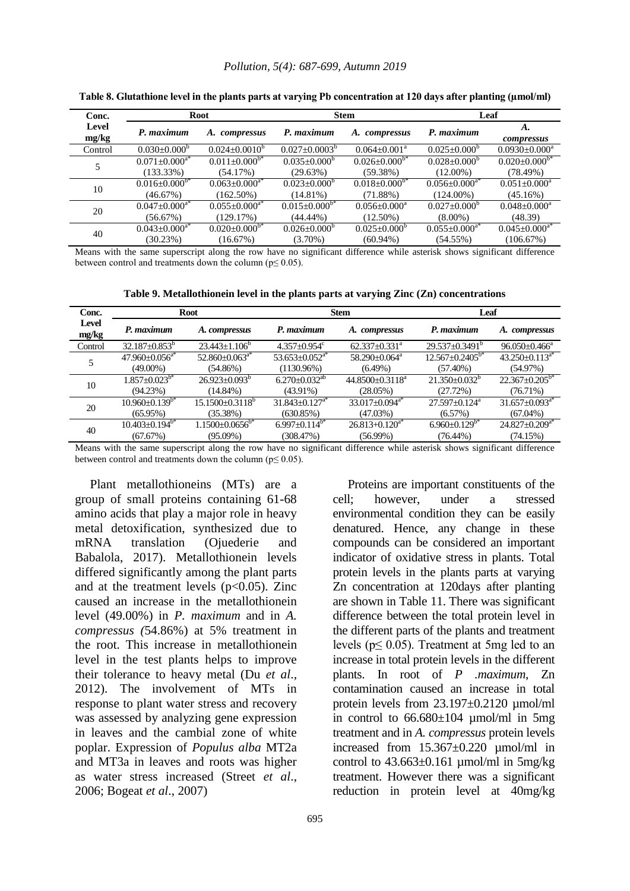**Table 8. Glutathione level in the plants parts at varying Pb concentration at 120 days after planting (μmol/ml)**

| Conc. Level mg/kg | Root | | Stem | | Leaf | |
|---|---|---|---|---|---|---|
| | *P. maximum* | *A. compressus* | *P. maximum* | *A. compressus* | *P. maximum* | *A. compressus* |
| Control | 0.030±0.000[b] | 0.024±0.0010[b] | 0.027±0.0003[b] | 0.064±0.001[a] | 0.025±0.000[b] | 0.0930±0.000[a] |
| 5 | 0.071±0.000[a*] (133.33%) | 0.011±0.000[b*] (54.17%) | 0.035±0.000[b] (29.63%) | 0.026±0.000[b*] (59.38%) | 0.028±0.000[b] (12.00%) | 0.020±0.000[b*] (78.49%) |
| 10 | 0.016±0.000[b*] (46.67%) | 0.063±0.000[a*] (162.50%) | 0.023±0.000[b] (14.81%) | 0.018±0.000[b*] (71.88%) | 0.056±0.000[a*] (124.00%) | 0.051±0.000[a] (45.16%) |
| 20 | 0.047±0.000[a*] (56.67%) | 0.055±0.000[a*] (129.17%) | 0.015±0.000[b*] (44.44%) | 0.056±0.000[a] (12.50%) | 0.027±0.000[b] (8.00%) | 0.048±0.000[a] (48.39) |
| 40 | 0.043±0.000[a*] (30.23%) | 0.020±0.000[b*] (16.67%) | 0.026±0.000[b] (3.70%) | 0.025±0.000[b] (60.94%) | 0.055±0.000[a*] (54.55%) | 0.045±0.000[a*] (106.67%) |

Means with the same superscript along the row have no significant difference while asterisk shows significant difference between control and treatments down the column ($p \leq 0.05$).

**Table 9. Metallothionein level in the plants parts at varying Zinc (Zn) concentrations**

| Conc. Level mg/kg | Root | | Stem | | Leaf | |
|---|---|---|---|---|---|---|
| | *P. maximum* | *A. compressus* | *P. maximum* | *A. compressus* | *P. maximum* | *A. compressus* |
| Control | 32.187±0.853[b] | 23.443±1.106[b] | 4.357±0.954[c] | 62.337±0.331[a] | 29.537±0.3491[b] | 96.050±0.466[a] |
| 5 | 47.960±0.056[a*] (49.00%) | 52.860±0.063[a*] (54.86%) | 53.653±0.052[a*] (1130.96%) | 58.290±0.064[a] (6.49%) | 12.567±0.2405[b*] (57.40%) | 43.250±0.113[a*] (54.97%) |
| 10 | 1.857±0.023[b*] (94.23%) | 26.923±0.093[b] (14.84%) | 6.270±0.032[ab] (43.91%) | 44.8500±0.3118[a] (28.05%) | 21.350±0.032[b] (27.72%) | 22.367±0.205[b*] (76.71%) |
| 20 | 10.960±0.139[b*] (65.95%) | 15.1500±0.3118[b] (35.38%) | 31.843±0.127[a*] (630.85%) | 33.017±0.094[a*] (47.03%) | 27.597±0.124[a] (6.57%) | 31.657±0.093[a*] (67.04%) |
| 40 | 10.403±0.194[b*] (67.67%) | 1.1500±0.0656[b*] (95.09%) | 6.997±0.114[b*] (308.47%) | 26.813+0.120[a*] (56.99%) | 6.960±0.129[b*] (76.44%) | 24.827±0.209[a*] (74.15%) |

Means with the same superscript along the row have no significant difference while asterisk shows significant difference between control and treatments down the column ($p \leq 0.05$).

Plant metallothioneins (MTs) are a group of small proteins containing 61-68 amino acids that play a major role in heavy metal detoxification, synthesized due to mRNA translation (Ojuederie and Babalola, 2017). Metallothionein levels differed significantly among the plant parts and at the treatment levels ($p<0.05$). Zinc caused an increase in the metallothionein level (49.00%) in *P. maximum* and in *A. compressus (*54.86%) at 5% treatment in the root. This increase in metallothionein level in the test plants helps to improve their tolerance to heavy metal (Du *et al*., 2012). The involvement of MTs in response to plant water stress and recovery was assessed by analyzing gene expression in leaves and the cambial zone of white poplar. Expression of *Populus alba* MT2a and MT3a in leaves and roots was higher as water stress increased (Street *et al*., 2006; Bogeat *et al*., 2007)

Proteins are important constituents of the cell; however, under a stressed environmental condition they can be easily denatured. Hence, any change in these compounds can be considered an important indicator of oxidative stress in plants. Total protein levels in the plants parts at varying Zn concentration at 120days after planting are shown in Table 11. There was significant difference between the total protein level in the different parts of the plants and treatment levels ($p \leq 0.05$). Treatment at 5mg led to an increase in total protein levels in the different plants. In root of *P .maximum*, Zn contamination caused an increase in total protein levels from 23.197±0.2120 µmol/ml in control to 66.680±104 µmol/ml in 5mg treatment and in *A. compressus* protein levels increased from 15.367±0.220 µmol/ml in control to 43.663±0.161 µmol/ml in 5mg/kg treatment. However there was a significant reduction in protein level at 40mg/kg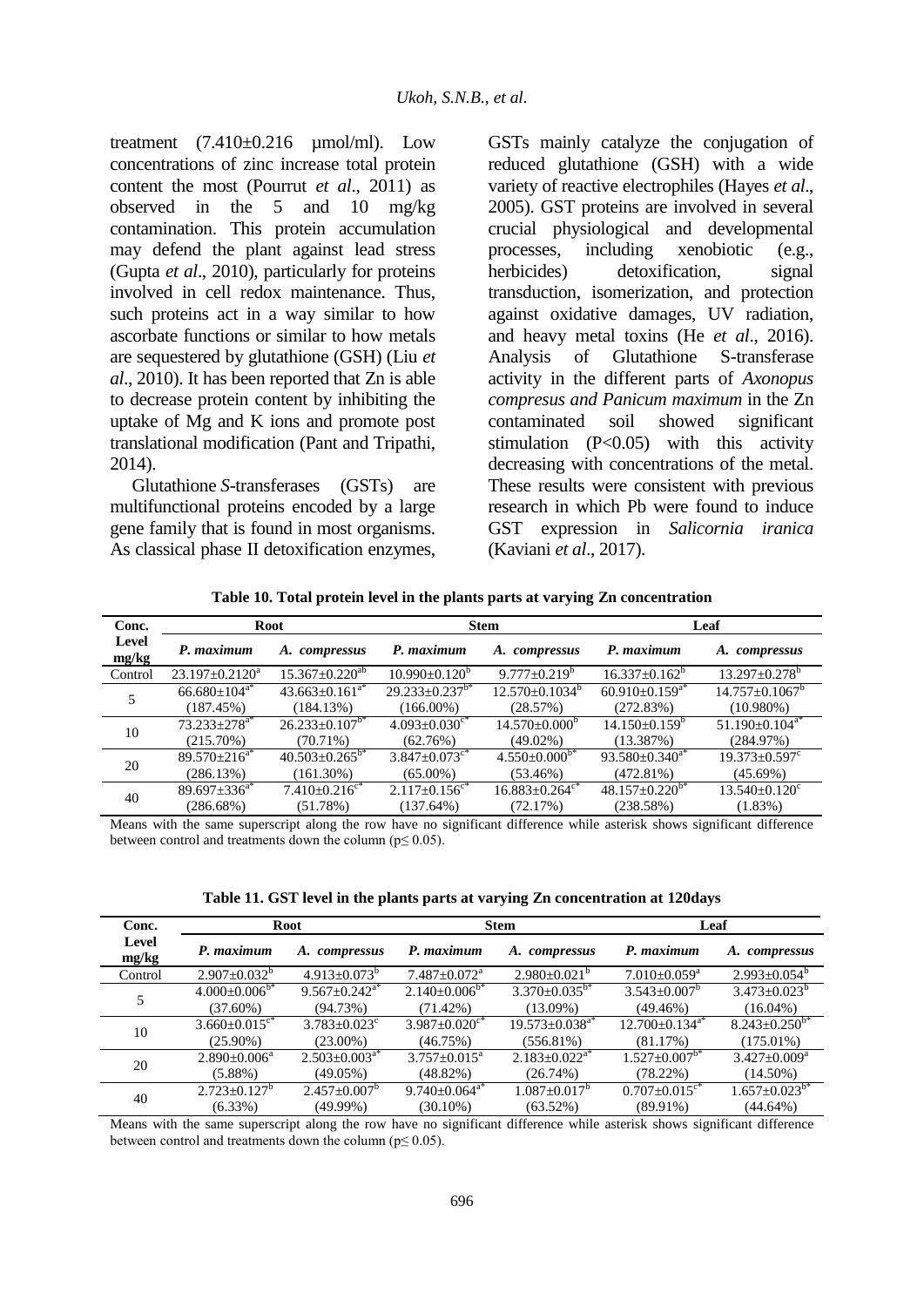treatment (7.410±0.216 µmol/ml). Low concentrations of zinc increase total protein content the most (Pourrut *et al*., 2011) as observed in the 5 and 10 mg/kg contamination. This protein accumulation may defend the plant against lead stress (Gupta *et al*., 2010), particularly for proteins involved in cell redox maintenance. Thus, such proteins act in a way similar to how ascorbate functions or similar to how metals are sequestered by glutathione (GSH) (Liu *et al*., 2010). It has been reported that Zn is able to decrease protein content by inhibiting the uptake of Mg and K ions and promote post translational modification (Pant and Tripathi, 2014).

Glutathione *S*-transferases (GSTs) are multifunctional proteins encoded by a large gene family that is found in most organisms. As classical phase II detoxification enzymes, GSTs mainly catalyze the conjugation of reduced glutathione (GSH) with a wide variety of reactive electrophiles (Hayes *et al*., 2005). GST proteins are involved in several crucial physiological and developmental processes, including xenobiotic (e.g., herbicides) detoxification, signal transduction, isomerization, and protection against oxidative damages, UV radiation, and heavy metal toxins (He *et al*., 2016). Analysis of Glutathione S-transferase activity in the different parts of *Axonopus compresus and Panicum maximum* in the Zn contaminated soil showed significant stimulation (P<0.05) with this activity decreasing with concentrations of the metal. These results were consistent with previous research in which Pb were found to induce GST expression in *Salicornia iranica* (Kaviani *et al*., 2017).

**Table 10. Total protein level in the plants parts at varying Zn concentration**

| Conc. Level mg/kg | Root | | Stem | | Leaf | |
|---|---|---|---|---|---|---|
| | *P. maximum* | *A. compressus* | *P. maximum* | *A. compressus* | *P. maximum* | *A. compressus* |
| Control | 23.197±0.2120[a] | 15.367±0.220[ab] | 10.990±0.120[b] | 9.777±0.219[b] | 16.337±0.162[b] | 13.297±0.278[b] |
| 5 | 66.680±104[a*] (187.45%) | 43.663±0.161[a*] (184.13%) | 29.233±0.237[b*] (166.00%) | 12.570±0.1034[b] (28.57%) | 60.910±0.159[a*] (272.83%) | 14.757±0.1067[b] (10.980%) |
| 10 | 73.233±278[a*] (215.70%) | 26.233±0.107[b*] (70.71%) | 4.093±0.030[c*] (62.76%) | 14.570±0.000[b] (49.02%) | 14.150±0.159[b] (13.387%) | 51.190±0.104[a*] (284.97%) |
| 20 | 89.570±216[a*] (286.13%) | 40.503±0.265[b*] (161.30%) | 3.847±0.073[c*] (65.00%) | 4.550±0.000[b*] (53.46%) | 93.580±0.340[a*] (472.81%) | 19.373±0.597[c] (45.69%) |
| 40 | 89.697±336[a*] (286.68%) | 7.410±0.216[c*] (51.78%) | 2.117±0.156[c*] (137.64%) | 16.883±0.264[c*] (72.17%) | 48.157±0.220[b*] (238.58%) | 13.540±0.120[c] (1.83%) |

Means with the same superscript along the row have no significant difference while asterisk shows significant difference between control and treatments down the column (p≤ 0.05).

**Table 11. GST level in the plants parts at varying Zn concentration at 120days**

| Conc. Level mg/kg | Root | | Stem | | Leaf | |
|---|---|---|---|---|---|---|
| | *P. maximum* | *A. compressus* | *P. maximum* | *A. compressus* | *P. maximum* | *A. compressus* |
| Control | 2.907±0.032[b] | 4.913±0.073[b] | 7.487±0.072[a] | 2.980±0.021[b] | 7.010±0.059[a] | 2.993±0.054[b] |
| 5 | 4.000±0.006[b*] (37.60%) | 9.567±0.242[a*] (94.73%) | 2.140±0.006[b*] (71.42%) | 3.370±0.035[b*] (13.09%) | 3.543±0.007[b] (49.46%) | 3.473±0.023[b] (16.04%) |
| 10 | 3.660±0.015[c*] (25.90%) | 3.783±0.023[c] (23.00%) | 3.987±0.020[c*] (46.75%) | 19.573±0.038[a*] (556.81%) | 12.700±0.134[a*] (81.17%) | 8.243±0.250[b*] (175.01%) |
| 20 | 2.890±0.006[a] (5.88%) | 2.503±0.003[a*] (49.05%) | 3.757±0.015[a] (48.82%) | 2.183±0.022[a*] (26.74%) | 1.527±0.007[b*] (78.22%) | 3.427±0.009[a] (14.50%) |
| 40 | 2.723±0.127[b] (6.33%) | 2.457±0.007[b] (49.99%) | 9.740±0.064[a*] (30.10%) | 1.087±0.017[b] (63.52%) | 0.707±0.015[c*] (89.91%) | 1.657±0.023[b*] (44.64%) |

Means with the same superscript along the row have no significant difference while asterisk shows significant difference between control and treatments down the column (p≤ 0.05).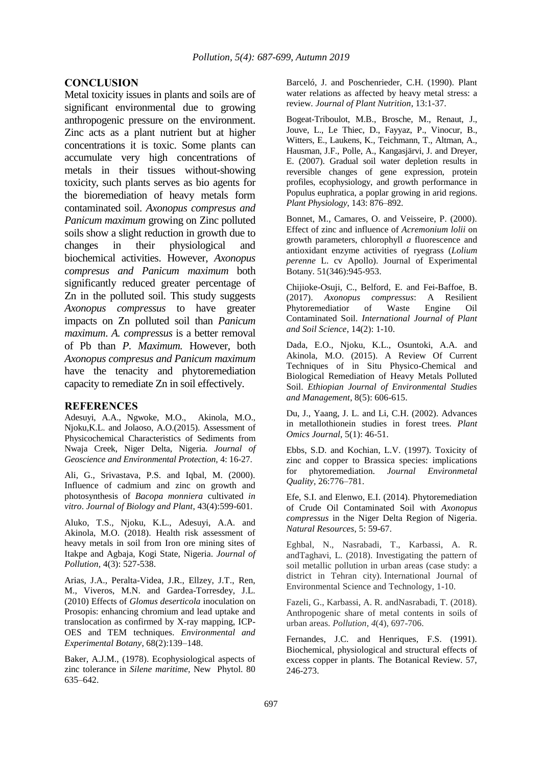## CONCLUSION

Metal toxicity issues in plants and soils are of significant environmental due to growing anthropogenic pressure on the environment. Zinc acts as a plant nutrient but at higher concentrations it is toxic. Some plants can accumulate very high concentrations of metals in their tissues without-showing toxicity, such plants serves as bio agents for the bioremediation of heavy metals form contaminated soil. *Axonopus compresus and Panicum maximum* growing on Zinc polluted soils show a slight reduction in growth due to changes in their physiological and biochemical activities. However, *Axonopus compresus and Panicum maximum* both significantly reduced greater percentage of Zn in the polluted soil. This study suggests *Axonopus compressus* to have greater impacts on Zn polluted soil than *Panicum maximum*. *A. compressus* is a better removal of Pb than *P. Maximum.* However, both *Axonopus compresus and Panicum maximum* have the tenacity and phytoremediation capacity to remediate Zn in soil effectively.

## REFERENCES

Adesuyi, A.A., Ngwoke, M.O., Akinola, M.O., Njoku,K.L. and Jolaoso, A.O.(2015). Assessment of Physicochemical Characteristics of Sediments from Nwaja Creek, Niger Delta, Nigeria. *Journal of Geoscience and Environmental Protection*, 4: 16-27.

Ali, G., Srivastava, P.S. and Iqbal, M. (2000). Influence of cadmium and zinc on growth and photosynthesis of *Bacopa monniera* cultivated *in vitro*. *Journal of Biology and Plant*, 43(4):599-601.

Aluko, T.S., Njoku, K.L., Adesuyi, A.A. and Akinola, M.O. (2018). Health risk assessment of heavy metals in soil from Iron ore mining sites of Itakpe and Agbaja, Kogi State, Nigeria. *Journal of Pollution*, 4(3): 527-538.

Arias, J.A., Peralta-Videa, J.R., Ellzey, J.T., Ren, M., Viveros, M.N. and Gardea-Torresdey, J.L. (2010) Effects of *Glomus deserticola* inoculation on Prosopis: enhancing chromium and lead uptake and translocation as confirmed by X-ray mapping, ICP-OES and TEM techniques. *Environmental and Experimental Botany*, 68(2):139–148.

Baker, A.J.M., (1978). Ecophysiological aspects of zinc tolerance in *Silene maritime*, New Phytol. 80 635–642.

Barceló, J. and Poschenrieder, C.H. (1990). Plant water relations as affected by heavy metal stress: a review. *Journal of Plant Nutrition*, 13:1-37.

Bogeat-Triboulot, M.B., Brosche, M., Renaut, J., Jouve, L., Le Thiec, D., Fayyaz, P., Vinocur, B., Witters, E., Laukens, K., Teichmann, T., Altman, A., Hausman, J.F., Polle, A., Kangasjärvi, J. and Dreyer, E. (2007). Gradual soil water depletion results in reversible changes of gene expression, protein profiles, ecophysiology, and growth performance in Populus euphratica, a poplar growing in arid regions. *Plant Physiology*, 143: 876–892.

Bonnet, M., Camares, O. and Veisseire, P. (2000). Effect of zinc and influence of *Acremonium lolii* on growth parameters, chlorophyll *a* fluorescence and antioxidant enzyme activities of ryegrass (*Lolium perenne* L. cv Apollo). Journal of Experimental Botany. 51(346):945-953.

Chijioke-Osuji, C., Belford, E. and Fei-Baffoe, B. (2017). *Axonopus compressus*: A Resilient Phytoremediatior of Waste Engine Oil Contaminated Soil. *International Journal of Plant and Soil Science*, 14(2): 1-10.

Dada, E.O., Njoku, K.L., Osuntoki, A.A. and Akinola, M.O. (2015). A Review Of Current Techniques of in Situ Physico-Chemical and Biological Remediation of Heavy Metals Polluted Soil. *Ethiopian Journal of Environmental Studies and Management*, 8(5): 606-615.

Du, J., Yaang, J. L. and Li, C.H. (2002). Advances in metallothionein studies in forest trees. *Plant Omics Journal*, 5(1): 46-51.

Ebbs, S.D. and Kochian, L.V. (1997). Toxicity of zinc and copper to Brassica species: implications for phytoremediation. *Journal Environmetal Quality*, 26:776–781.

Efe, S.I. and Elenwo, E.I. (2014). Phytoremediation of Crude Oil Contaminated Soil with *Axonopus compressus* in the Niger Delta Region of Nigeria. *Natural Resources*, 5: 59-67.

Eghbal, N., Nasrabadi, T., Karbassi, A. R. andTaghavi, L. (2018). Investigating the pattern of soil metallic pollution in urban areas (case study: a district in Tehran city). International Journal of Environmental Science and Technology, 1-10.

Fazeli, G., Karbassi, A. R. andNasrabadi, T. (2018). Anthropogenic share of metal contents in soils of urban areas. *Pollution*, *4*(4), 697-706.

Fernandes, J.C. and Henriques, F.S. (1991). Biochemical, physiological and structural effects of excess copper in plants. The Botanical Review. 57, 246-273.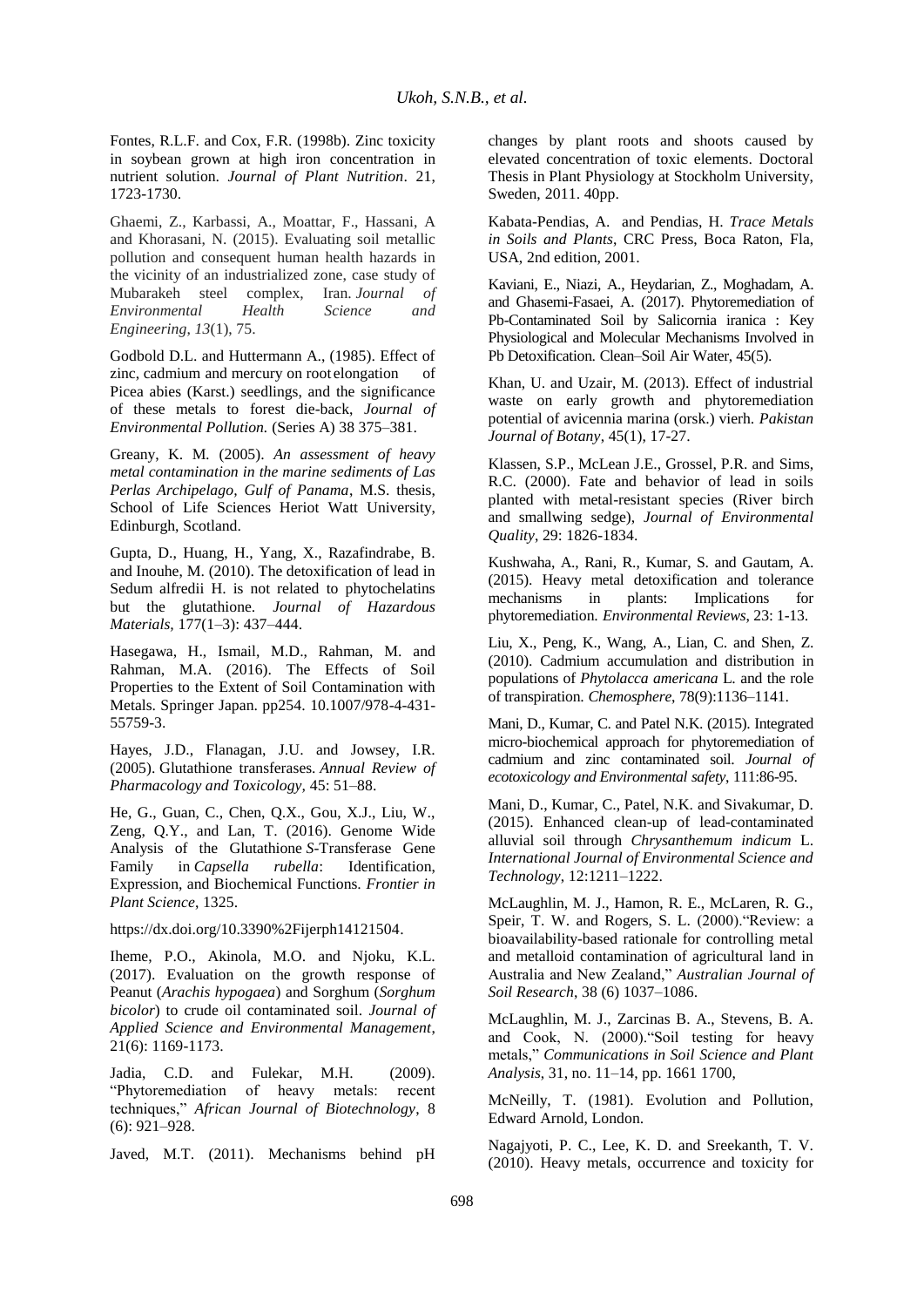Fontes, R.L.F. and Cox, F.R. (1998b). Zinc toxicity in soybean grown at high iron concentration in nutrient solution. *Journal of Plant Nutrition*. 21, 1723-1730.

Ghaemi, Z., Karbassi, A., Moattar, F., Hassani, A and Khorasani, N. (2015). Evaluating soil metallic pollution and consequent human health hazards in the vicinity of an industrialized zone, case study of Mubarakeh steel complex, Iran. *Journal of Environmental Health Science and Engineering*, *13*(1), 75.

Godbold D.L. and Huttermann A., (1985). Effect of zinc, cadmium and mercury on root elongation of Picea abies (Karst.) seedlings, and the significance of these metals to forest die-back, *Journal of Environmental Pollution.* (Series A) 38 375–381.

Greany, K. M. (2005). *An assessment of heavy metal contamination in the marine sediments of Las Perlas Archipelago, Gulf of Panama*, M.S. thesis, School of Life Sciences Heriot Watt University, Edinburgh, Scotland.

Gupta, D., Huang, H., Yang, X., Razafindrabe, B. and Inouhe, M. (2010). The detoxification of lead in Sedum alfredii H. is not related to phytochelatins but the glutathione. *Journal of Hazardous Materials,* 177(1–3): 437–444.

Hasegawa, H., Ismail, M.D., Rahman, M. and Rahman, M.A. (2016). The Effects of Soil Properties to the Extent of Soil Contamination with Metals. Springer Japan. pp254. 10.1007/978-4-431-55759-3.

Hayes, J.D., Flanagan, J.U. and Jowsey, I.R. (2005). Glutathione transferases. *Annual Review of Pharmacology and Toxicology*, 45: 51–88.

He, G., Guan, C., Chen, Q.X., Gou, X.J., Liu, W., Zeng, Q.Y., and Lan, T. (2016). Genome Wide Analysis of the Glutathione *S*-Transferase Gene Family in *Capsella rubella*: Identification, Expression, and Biochemical Functions. *Frontier in Plant Science*, 1325.

https://dx.doi.org/10.3390%2Fijerph14121504.

Iheme, P.O., Akinola, M.O. and Njoku, K.L. (2017). Evaluation on the growth response of Peanut (*Arachis hypogaea*) and Sorghum (*Sorghum bicolor*) to crude oil contaminated soil. *Journal of Applied Science and Environmental Management*, 21(6): 1169-1173.

Jadia, C.D. and Fulekar, M.H. (2009). "Phytoremediation of heavy metals: recent techniques," *African Journal of Biotechnology*, 8 (6): 921–928.

Javed, M.T. (2011). Mechanisms behind pH changes by plant roots and shoots caused by elevated concentration of toxic elements. Doctoral Thesis in Plant Physiology at Stockholm University, Sweden, 2011. 40pp.

Kabata-Pendias, A. and Pendias, H. *Trace Metals in Soils and Plants*, CRC Press, Boca Raton, Fla, USA, 2nd edition, 2001.

Kaviani, E., Niazi, A., Heydarian, Z., Moghadam, A. and Ghasemi-Fasaei, A. (2017). Phytoremediation of Pb-Contaminated Soil by Salicornia iranica : Key Physiological and Molecular Mechanisms Involved in Pb Detoxification. Clean–Soil Air Water, 45(5).

Khan, U. and Uzair, M. (2013). Effect of industrial waste on early growth and phytoremediation potential of avicennia marina (orsk.) vierh. *Pakistan Journal of Botany*, 45(1), 17-27.

Klassen, S.P., McLean J.E., Grossel, P.R. and Sims, R.C. (2000). Fate and behavior of lead in soils planted with metal-resistant species (River birch and smallwing sedge), *Journal of Environmental Quality*, 29: 1826-1834.

Kushwaha, A., Rani, R., Kumar, S. and Gautam, A. (2015). Heavy metal detoxification and tolerance mechanisms in plants: Implications for phytoremediation. *Environmental Reviews*, 23: 1-13.

Liu, X., Peng, K., Wang, A., Lian, C. and Shen, Z. (2010). Cadmium accumulation and distribution in populations of *Phytolacca americana* L. and the role of transpiration. *Chemosphere*, 78(9):1136–1141.

Mani, D., Kumar, C. and Patel N.K. (2015). Integrated micro-biochemical approach for phytoremediation of cadmium and zinc contaminated soil. *Journal of ecotoxicology and Environmental safety*, 111:86-95.

Mani, D., Kumar, C., Patel, N.K. and Sivakumar, D. (2015). Enhanced clean-up of lead-contaminated alluvial soil through *Chrysanthemum indicum* L. *International Journal of Environmental Science and Technology*, 12:1211–1222.

McLaughlin, M. J., Hamon, R. E., McLaren, R. G., Speir, T. W. and Rogers, S. L. (2000)."Review: a bioavailability-based rationale for controlling metal and metalloid contamination of agricultural land in Australia and New Zealand," *Australian Journal of Soil Research*, 38 (6) 1037–1086.

McLaughlin, M. J., Zarcinas B. A., Stevens, B. A. and Cook, N. (2000)."Soil testing for heavy metals," *Communications in Soil Science and Plant Analysis*, 31, no. 11–14, pp. 1661 1700,

McNeilly, T. (1981). Evolution and Pollution, Edward Arnold, London.

Nagajyoti, P. C., Lee, K. D. and Sreekanth, T. V. (2010). Heavy metals, occurrence and toxicity for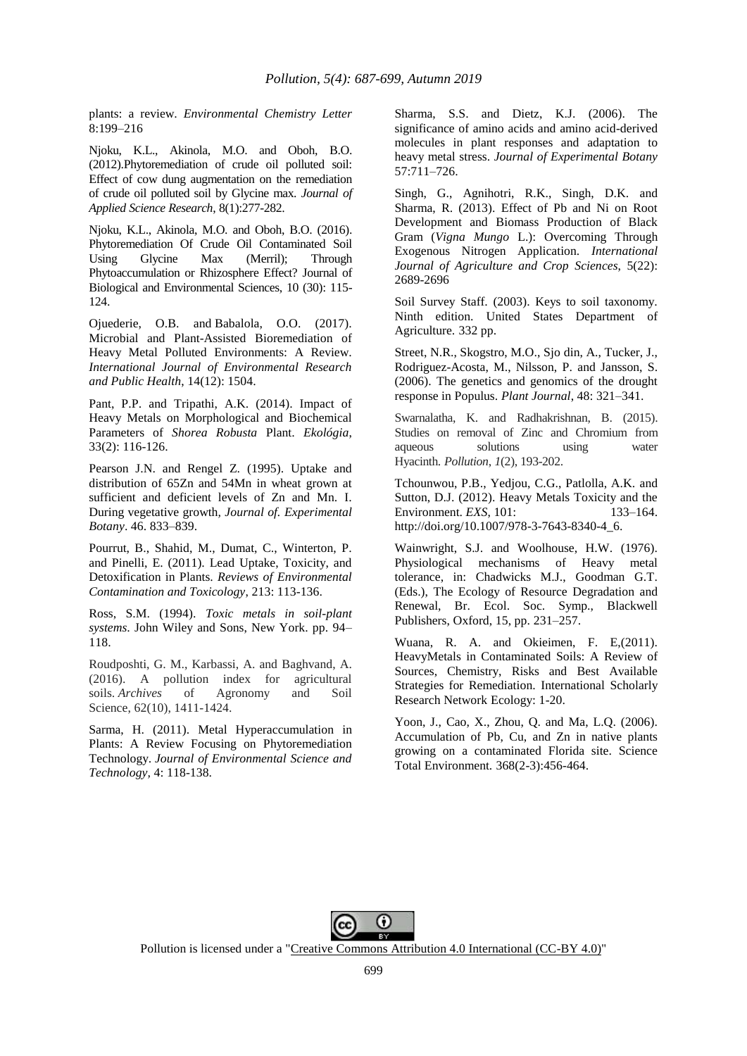plants: a review. *Environmental Chemistry Letter* 8:199–216

Njoku, K.L., Akinola, M.O. and Oboh, B.O. (2012).Phytoremediation of crude oil polluted soil: Effect of cow dung augmentation on the remediation of crude oil polluted soil by Glycine max. *Journal of Applied Science Research*, 8(1):277-282.

Njoku, K.L., Akinola, M.O. and Oboh, B.O. (2016). Phytoremediation Of Crude Oil Contaminated Soil Using Glycine Max (Merril); Through Phytoaccumulation or Rhizosphere Effect? Journal of Biological and Environmental Sciences, 10 (30): 115-124.

Ojuederie, O.B. and Babalola, O.O. (2017). Microbial and Plant-Assisted Bioremediation of Heavy Metal Polluted Environments: A Review. *International Journal of Environmental Research and Public Health*, 14(12): 1504.

Pant, P.P. and Tripathi, A.K. (2014). Impact of Heavy Metals on Morphological and Biochemical Parameters of *Shorea Robusta* Plant. *Ekológia*, 33(2): 116-126.

Pearson J.N. and Rengel Z. (1995). Uptake and distribution of 65Zn and 54Mn in wheat grown at sufficient and deficient levels of Zn and Mn. I. During vegetative growth, *Journal of. Experimental Botany*. 46. 833–839.

Pourrut, B., Shahid, M., Dumat, C., Winterton, P. and Pinelli, E. (2011). Lead Uptake, Toxicity, and Detoxification in Plants. *Reviews of Environmental Contamination and Toxicology*, 213: 113-136.

Ross, S.M. (1994). *Toxic metals in soil-plant systems*. John Wiley and Sons, New York. pp. 94–118.

Roudposhti, G. M., Karbassi, A. and Baghvand, A. (2016). A pollution index for agricultural soils. *Archives* of Agronomy and Soil Science, 62(10), 1411-1424.

Sarma, H. (2011). Metal Hyperaccumulation in Plants: A Review Focusing on Phytoremediation Technology. *Journal of Environmental Science and Technology*, 4: 118-138.

Sharma, S.S. and Dietz, K.J. (2006). The significance of amino acids and amino acid-derived molecules in plant responses and adaptation to heavy metal stress. *Journal of Experimental Botany* 57:711–726.

Singh, G., Agnihotri, R.K., Singh, D.K. and Sharma, R. (2013). Effect of Pb and Ni on Root Development and Biomass Production of Black Gram (*Vigna Mungo* L.): Overcoming Through Exogenous Nitrogen Application. *International Journal of Agriculture and Crop Sciences*, 5(22): 2689-2696

Soil Survey Staff. (2003). Keys to soil taxonomy. Ninth edition. United States Department of Agriculture. 332 pp.

Street, N.R., Skogstro, M.O., Sjo din, A., Tucker, J., Rodriguez-Acosta, M., Nilsson, P. and Jansson, S. (2006). The genetics and genomics of the drought response in Populus. *Plant Journal*, 48: 321–341.

Swarnalatha, K. and Radhakrishnan, B. (2015). Studies on removal of Zinc and Chromium from aqueous solutions using water Hyacinth. *Pollution*, *1*(2), 193-202.

Tchounwou, P.B., Yedjou, C.G., Patlolla, A.K. and Sutton, D.J. (2012). Heavy Metals Toxicity and the Environment. *EXS*, 101: 133–164. http://doi.org/10.1007/978-3-7643-8340-4_6.

Wainwright, S.J. and Woolhouse, H.W. (1976). Physiological mechanisms of Heavy metal tolerance, in: Chadwicks M.J., Goodman G.T. (Eds.), The Ecology of Resource Degradation and Renewal, Br. Ecol. Soc. Symp., Blackwell Publishers, Oxford, 15, pp. 231–257.

Wuana, R. A. and Okieimen, F. E,(2011). HeavyMetals in Contaminated Soils: A Review of Sources, Chemistry, Risks and Best Available Strategies for Remediation. International Scholarly Research Network Ecology: 1-20.

Yoon, J., Cao, X., Zhou, Q. and Ma, L.Q. (2006). Accumulation of Pb, Cu, and Zn in native plants growing on a contaminated Florida site. Science Total Environment. 368(2-3):456-464.

Pollution is licensed under a "Creative Commons Attribution 4.0 International (CC-BY 4.0)"